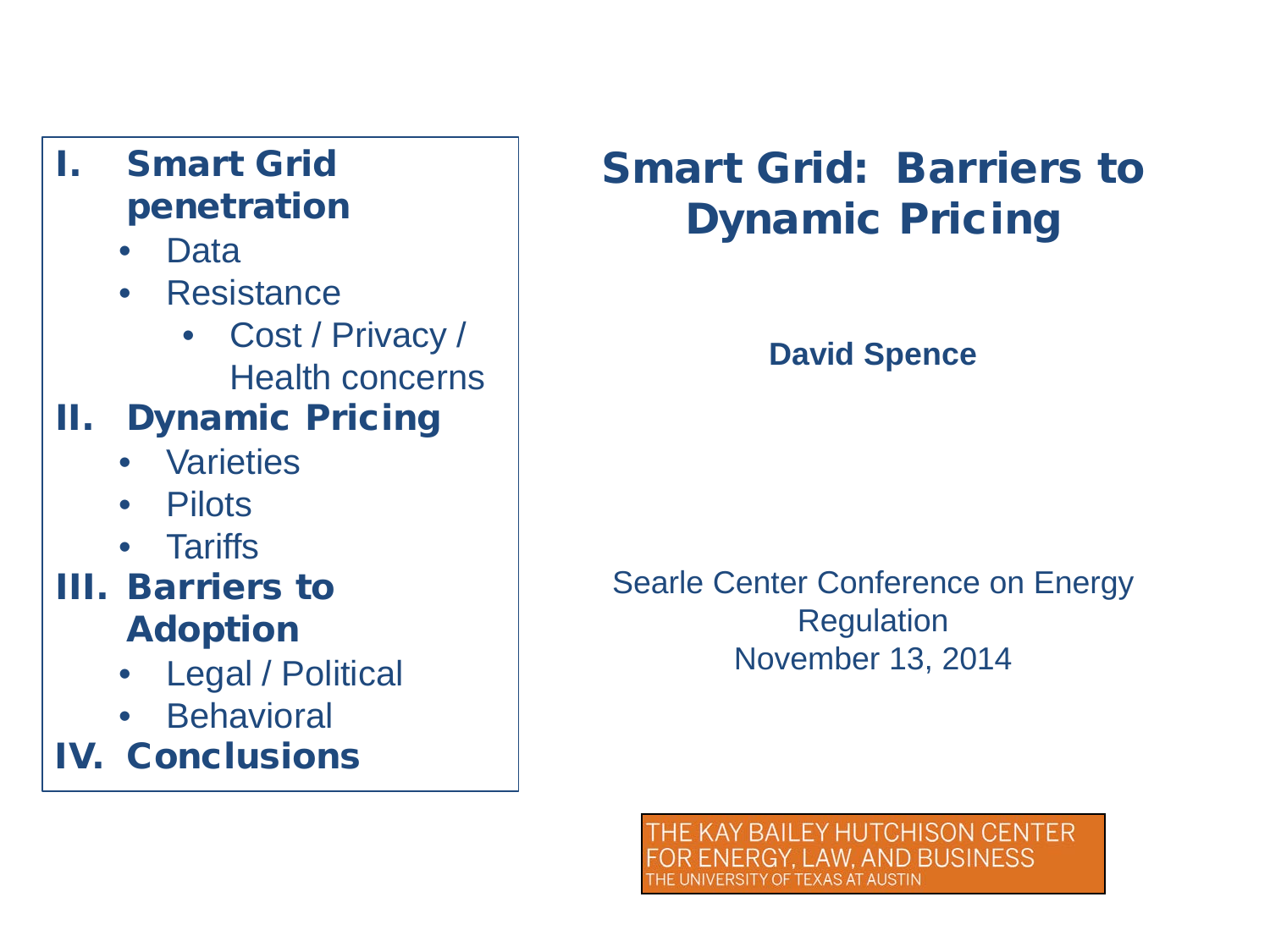# Smart Grid: Barriers to Dynamic Pricing

**David Spence**

Searle Center Conference on Energy Regulation
November 13, 2014

THE KAY BAILEY HUTCHISON CENTER FOR ENERGY, LAW, AND BUSINESS
THE UNIVERSITY OF TEXAS AT AUSTIN

## I. Smart Grid penetration

- Data
- Resistance
  - Cost / Privacy / Health concerns

## II. Dynamic Pricing

- Varieties
- Pilots
- Tariffs

## III. Barriers to Adoption

- Legal / Political
- Behavioral

## IV. Conclusions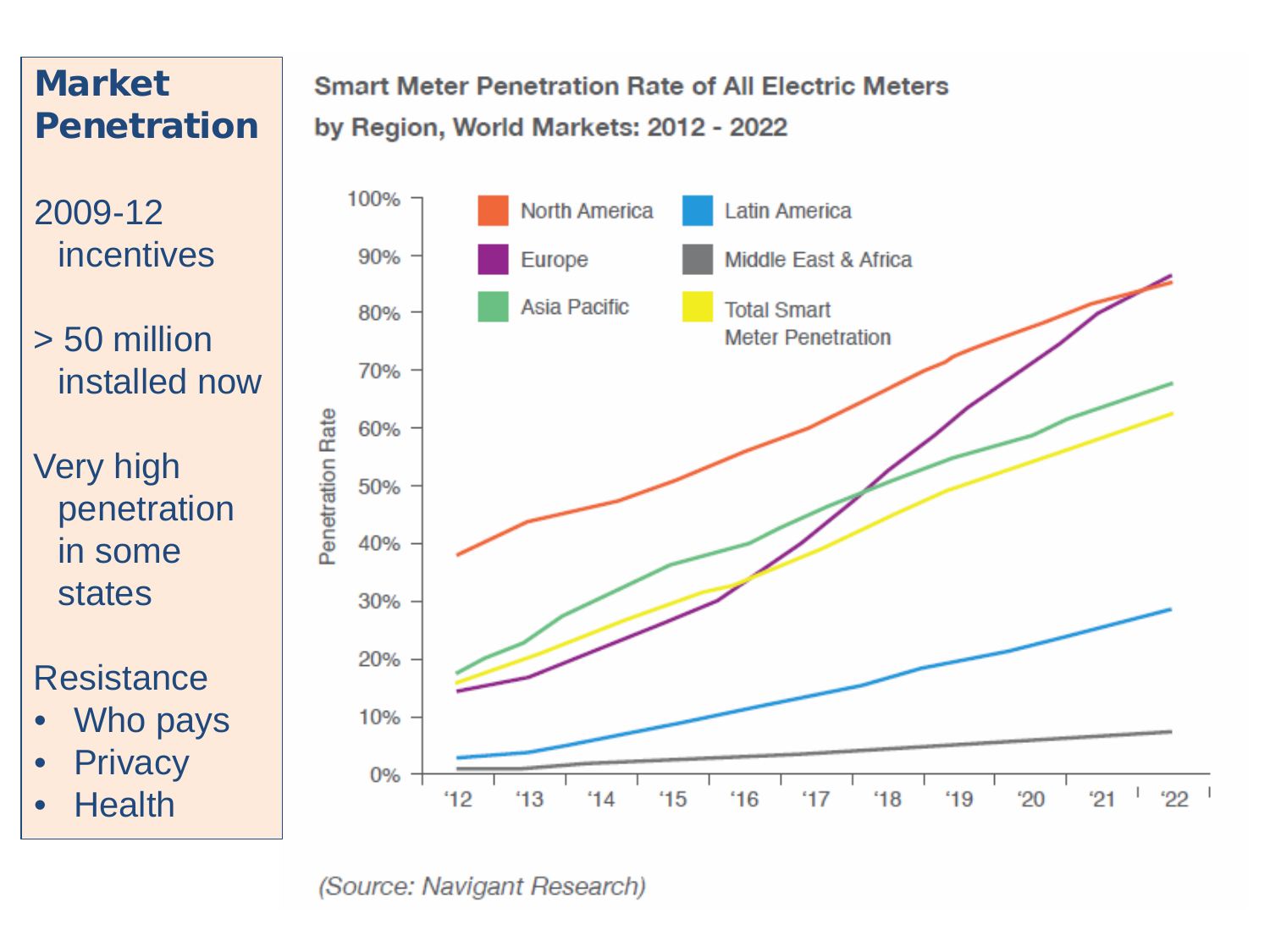# Market Penetration

2009-12 incentives

> 50 million installed now

Very high penetration in some states

Resistance

- Who pays
- Privacy
- Health

**Smart Meter Penetration Rate of All Electric Meters by Region, World Markets: 2012 - 2022**

(Source: Navigant Research)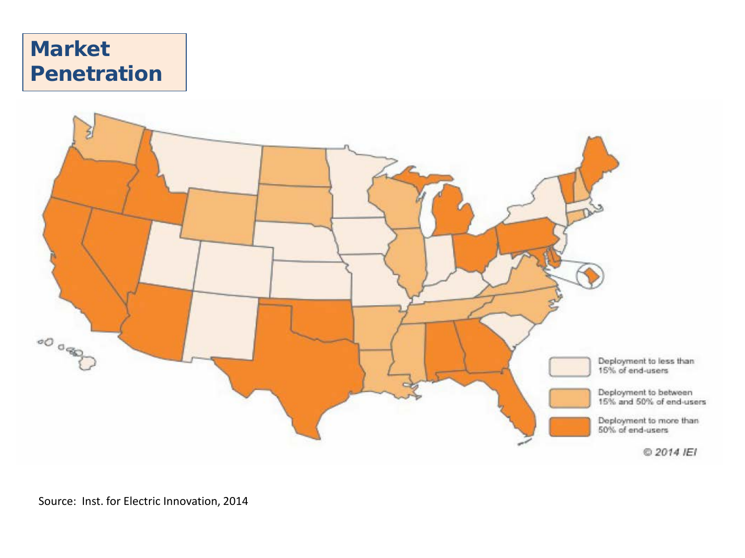# Market Penetration

Deployment to less than 15% of end-users

Deployment to between 15% and 50% of end-users

Deployment to more than 50% of end-users

© 2014 IEI

Source: Inst. for Electric Innovation, 2014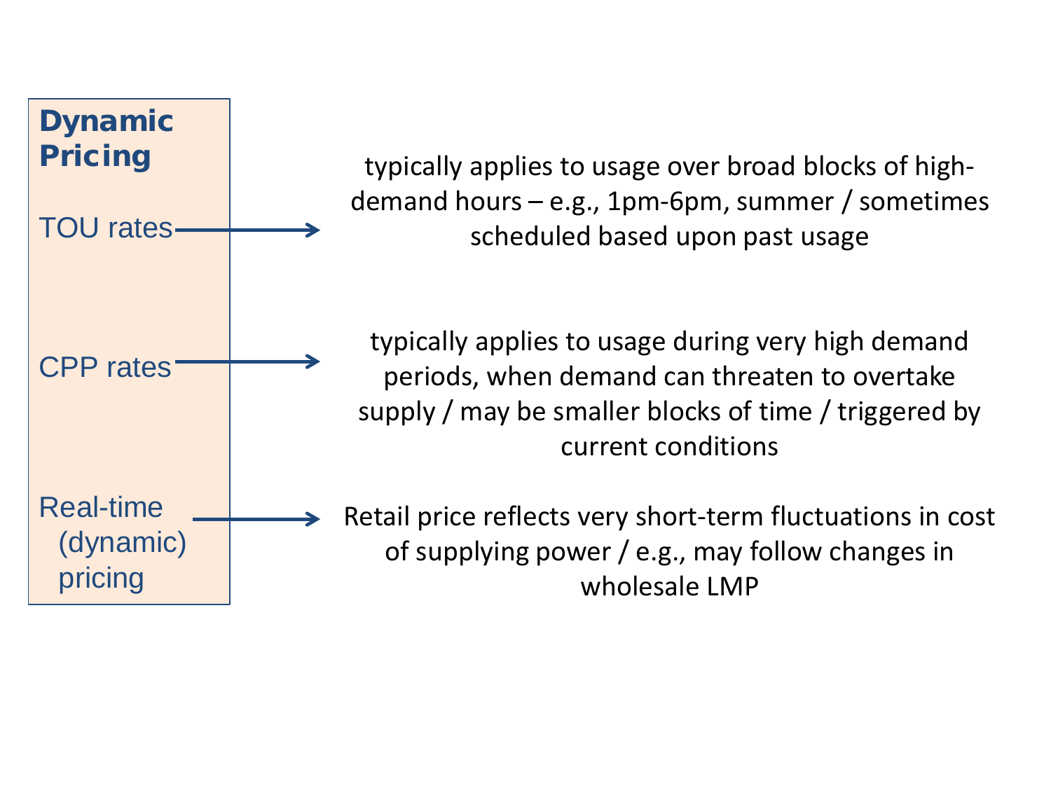## Dynamic Pricing

- **TOU rates** → typically applies to usage over broad blocks of high-demand hours – e.g., 1pm-6pm, summer / sometimes scheduled based upon past usage
- **CPP rates** → typically applies to usage during very high demand periods, when demand can threaten to overtake supply / may be smaller blocks of time / triggered by current conditions
- **Real-time (dynamic) pricing** → Retail price reflects very short-term fluctuations in cost of supplying power / e.g., may follow changes in wholesale LMP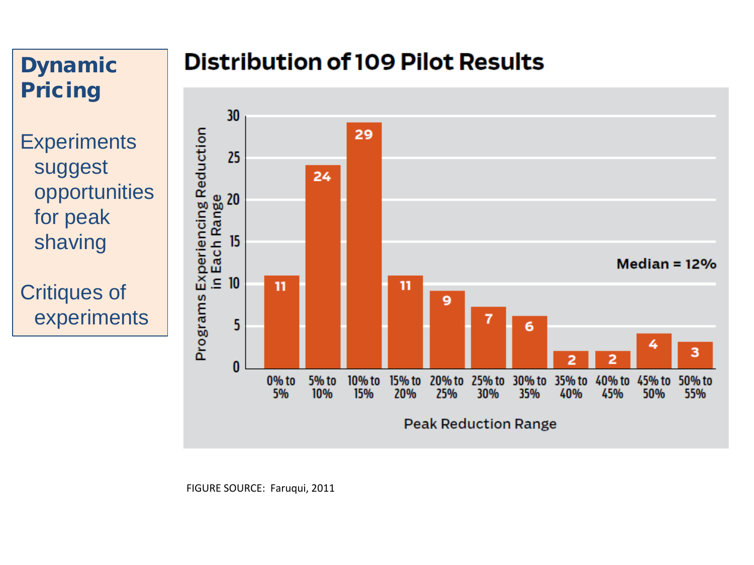# Dynamic Pricing

- Experiments suggest opportunities for peak shaving
- Critiques of experiments

## Distribution of 109 Pilot Results

| Peak Reduction Range | Programs Experiencing Reduction in Each Range |
| --- | --- |
| 0% to 5% | 11 |
| 5% to 10% | 24 |
| 10% to 15% | 29 |
| 15% to 20% | 11 |
| 20% to 25% | 9 |
| 25% to 30% | 7 |
| 30% to 35% | 6 |
| 35% to 40% | 2 |
| 40% to 45% | 2 |
| 45% to 50% | 4 |
| 50% to 55% | 3 |

Median = 12%

FIGURE SOURCE: Faruqui, 2011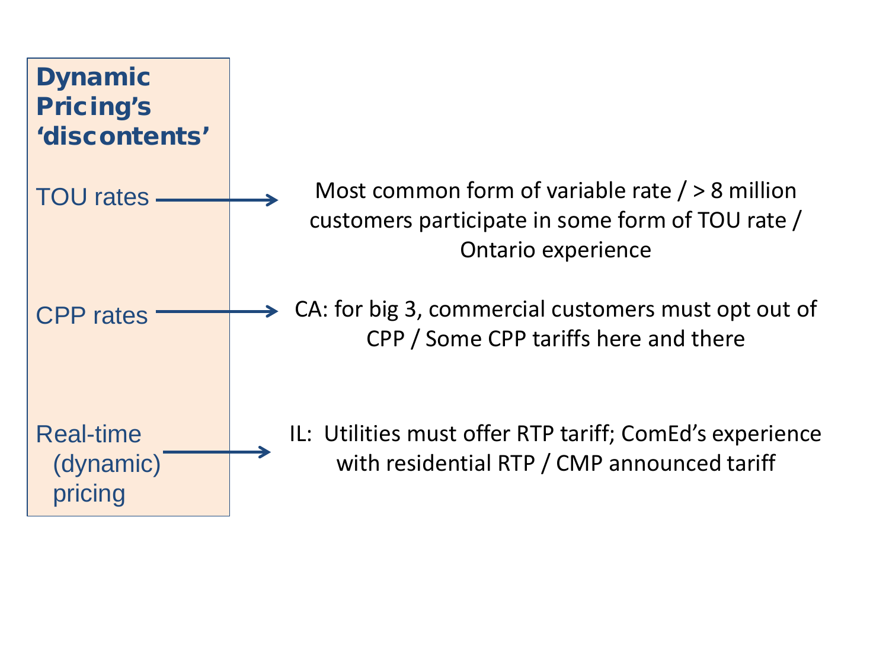## Dynamic Pricing's 'discontents'

- **TOU rates** → Most common form of variable rate / > 8 million customers participate in some form of TOU rate / Ontario experience
- **CPP rates** → CA: for big 3, commercial customers must opt out of CPP / Some CPP tariffs here and there
- **Real-time (dynamic) pricing** → IL: Utilities must offer RTP tariff; ComEd's experience with residential RTP / CMP announced tariff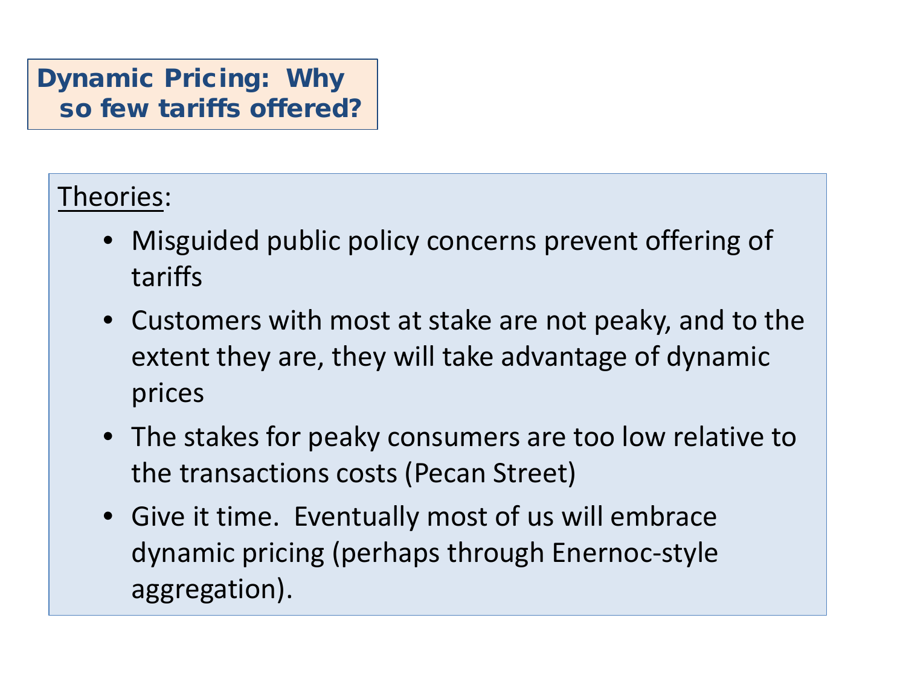## Dynamic Pricing: Why so few tariffs offered?

Theories:

- Misguided public policy concerns prevent offering of tariffs
- Customers with most at stake are not peaky, and to the extent they are, they will take advantage of dynamic prices
- The stakes for peaky consumers are too low relative to the transactions costs (Pecan Street)
- Give it time. Eventually most of us will embrace dynamic pricing (perhaps through Enernoc-style aggregation).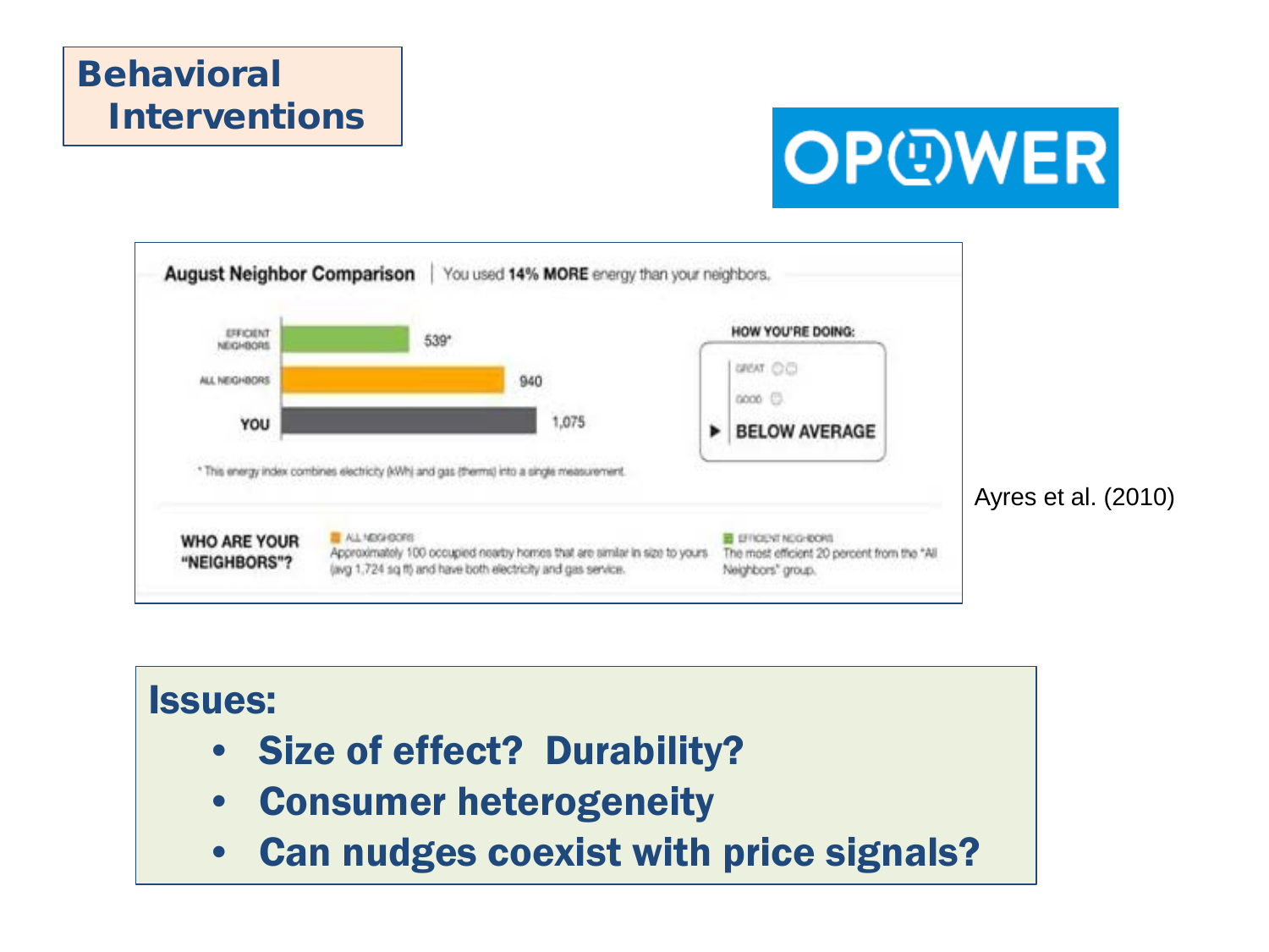# Behavioral Interventions

OPOWER

**August Neighbor Comparison** | You used **14% MORE** energy than your neighbors.

| | |
|---|---|
| EFFICIENT NEIGHBORS | 539* |
| ALL NEIGHBORS | 940 |
| YOU | 1,075 |

HOW YOU'RE DOING:

- GREAT
- GOOD
- ▶ BELOW AVERAGE

* This energy index combines electricity (kWh) and gas (therms) into a single measurement.

**WHO ARE YOUR "NEIGHBORS"?**

ALL NEIGHBORS: Approximately 100 occupied nearby homes that are similar in size to yours (avg 1,724 sq ft) and have both electricity and gas service.

EFFICIENT NEIGHBORS: The most efficient 20 percent from the "All Neighbors" group.

Ayres et al. (2010)

## Issues:

- **Size of effect? Durability?**
- **Consumer heterogeneity**
- **Can nudges coexist with price signals?**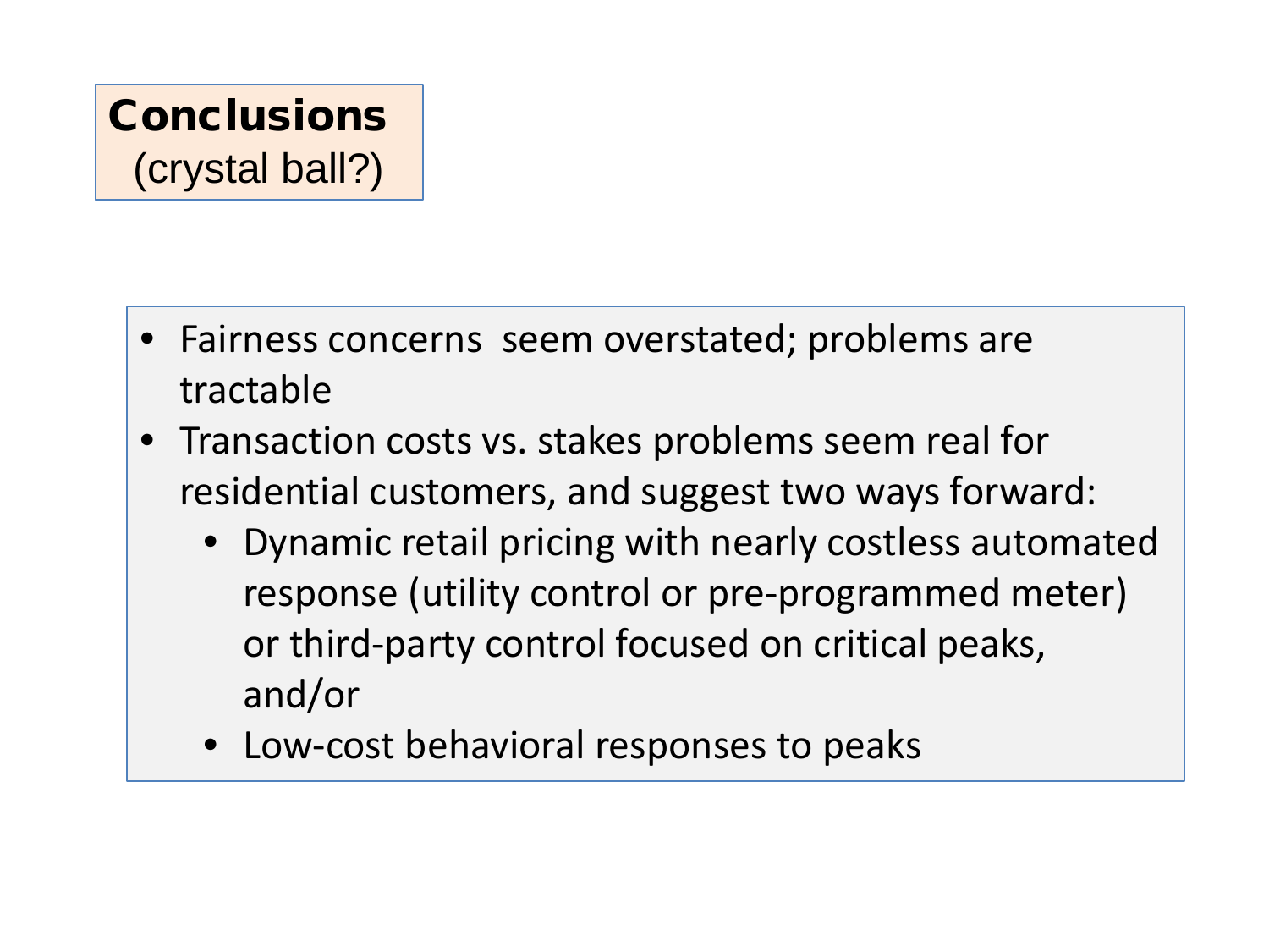## **Conclusions**
(crystal ball?)

- Fairness concerns seem overstated; problems are tractable
- Transaction costs vs. stakes problems seem real for residential customers, and suggest two ways forward:
  - Dynamic retail pricing with nearly costless automated response (utility control or pre-programmed meter) or third-party control focused on critical peaks, and/or
  - Low-cost behavioral responses to peaks